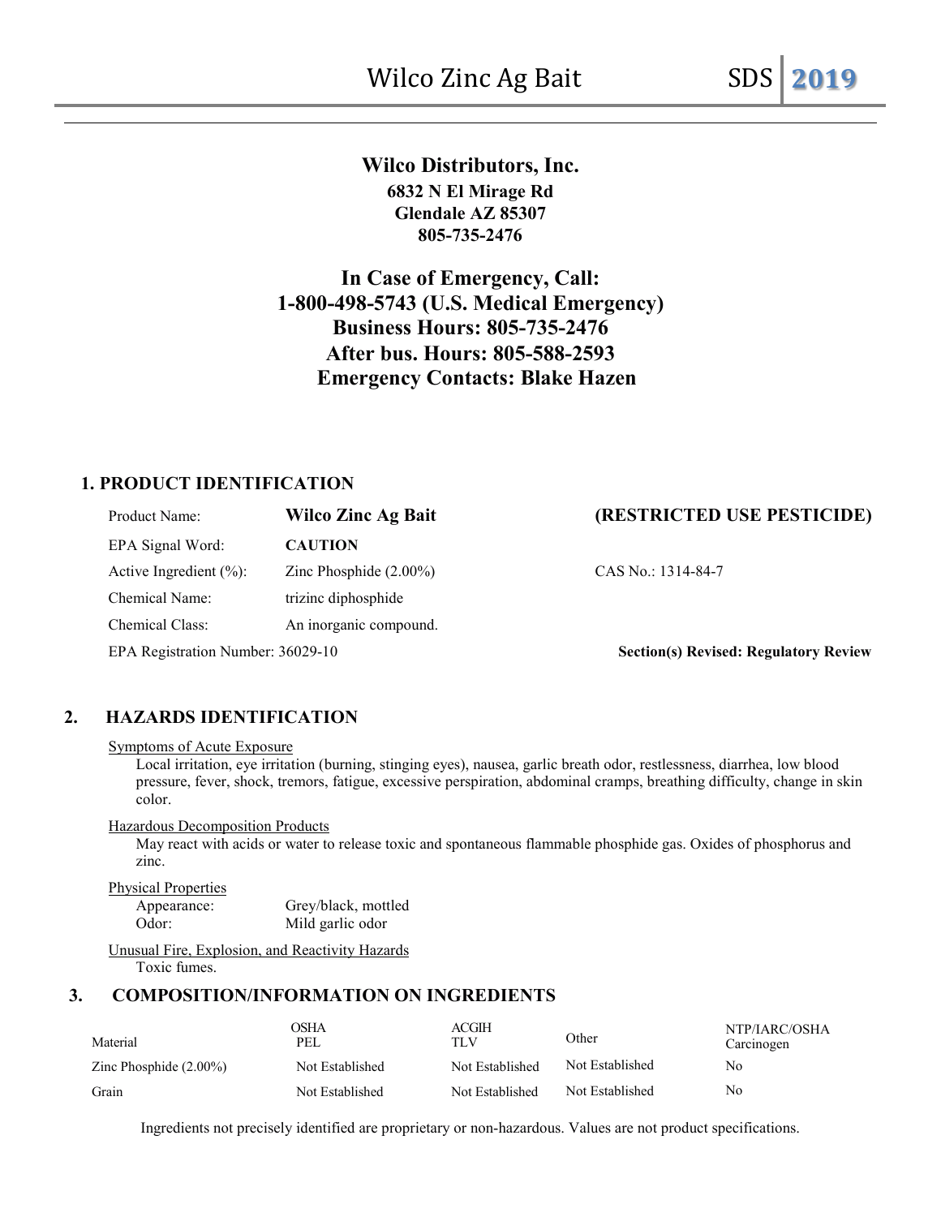**Wilco Distributors, Inc.**
**6832 N El Mirage Rd**
**Glendale AZ 85307**
**805-735-2476**

**In Case of Emergency, Call:**
**1-800-498-5743 (U.S. Medical Emergency)**
**Business Hours: 805-735-2476**
**After bus. Hours: 805-588-2593**
**Emergency Contacts: Blake Hazen**

## 1. PRODUCT IDENTIFICATION

| | | |
|---|---|---|
| Product Name: | **Wilco Zinc Ag Bait** | **(RESTRICTED USE PESTICIDE)** |
| EPA Signal Word: | **CAUTION** | |
| Active Ingredient (%): | Zinc Phosphide (2.00%) | CAS No.: 1314-84-7 |
| Chemical Name: | trizinc diphosphide | |
| Chemical Class: | An inorganic compound. | |
| EPA Registration Number: 36029-10 | | **Section(s) Revised: Regulatory Review** |

## 2. HAZARDS IDENTIFICATION

Symptoms of Acute Exposure

Local irritation, eye irritation (burning, stinging eyes), nausea, garlic breath odor, restlessness, diarrhea, low blood pressure, fever, shock, tremors, fatigue, excessive perspiration, abdominal cramps, breathing difficulty, change in skin color.

Hazardous Decomposition Products

May react with acids or water to release toxic and spontaneous flammable phosphide gas. Oxides of phosphorus and zinc.

Physical Properties

Appearance: Grey/black, mottled
Odor: Mild garlic odor

Unusual Fire, Explosion, and Reactivity Hazards

Toxic fumes.

## 3. COMPOSITION/INFORMATION ON INGREDIENTS

| Material | OSHA PEL | ACGIH TLV | Other | NTP/IARC/OSHA Carcinogen |
|---|---|---|---|---|
| Zinc Phosphide (2.00%) | Not Established | Not Established | Not Established | No |
| Grain | Not Established | Not Established | Not Established | No |

Ingredients not precisely identified are proprietary or non-hazardous. Values are not product specifications.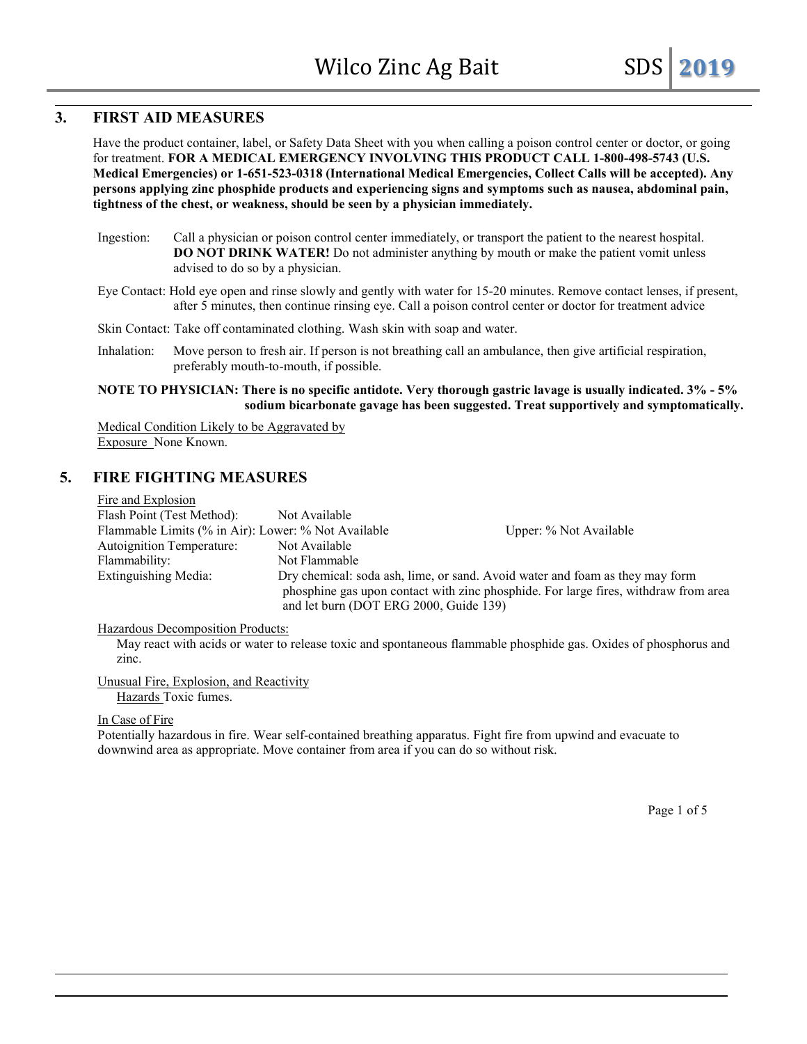## 3. FIRST AID MEASURES

Have the product container, label, or Safety Data Sheet with you when calling a poison control center or doctor, or going for treatment. **FOR A MEDICAL EMERGENCY INVOLVING THIS PRODUCT CALL 1-800-498-5743 (U.S. Medical Emergencies) or 1-651-523-0318 (International Medical Emergencies, Collect Calls will be accepted). Any persons applying zinc phosphide products and experiencing signs and symptoms such as nausea, abdominal pain, tightness of the chest, or weakness, should be seen by a physician immediately.**

Ingestion: Call a physician or poison control center immediately, or transport the patient to the nearest hospital. **DO NOT DRINK WATER!** Do not administer anything by mouth or make the patient vomit unless advised to do so by a physician.

Eye Contact: Hold eye open and rinse slowly and gently with water for 15-20 minutes. Remove contact lenses, if present, after 5 minutes, then continue rinsing eye. Call a poison control center or doctor for treatment advice

Skin Contact: Take off contaminated clothing. Wash skin with soap and water.

Inhalation: Move person to fresh air. If person is not breathing call an ambulance, then give artificial respiration, preferably mouth-to-mouth, if possible.

**NOTE TO PHYSICIAN: There is no specific antidote. Very thorough gastric lavage is usually indicated. 3% - 5% sodium bicarbonate gavage has been suggested. Treat supportively and symptomatically.**

Medical Condition Likely to be Aggravated by Exposure None Known.

## 5. FIRE FIGHTING MEASURES

Fire and Explosion

| | | |
|---|---|---|
| Flash Point (Test Method): | Not Available | |
| Flammable Limits (% in Air): | Lower: % Not Available | Upper: % Not Available |
| Autoignition Temperature: | Not Available | |
| Flammability: | Not Flammable | |
| Extinguishing Media: | Dry chemical: soda ash, lime, or sand. Avoid water and foam as they may form phosphine gas upon contact with zinc phosphide. For large fires, withdraw from area and let burn (DOT ERG 2000, Guide 139) | |

Hazardous Decomposition Products:

May react with acids or water to release toxic and spontaneous flammable phosphide gas. Oxides of phosphorus and zinc.

Unusual Fire, Explosion, and Reactivity Hazards Toxic fumes.

In Case of Fire

Potentially hazardous in fire. Wear self-contained breathing apparatus. Fight fire from upwind and evacuate to downwind area as appropriate. Move container from area if you can do so without risk.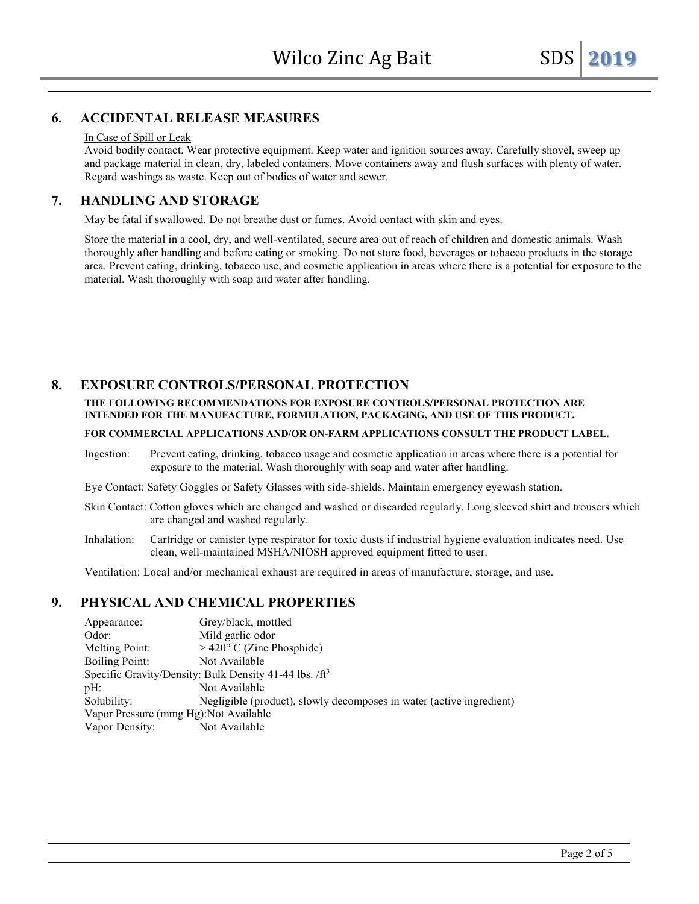## 6. ACCIDENTAL RELEASE MEASURES

In Case of Spill or Leak

Avoid bodily contact. Wear protective equipment. Keep water and ignition sources away. Carefully shovel, sweep up and package material in clean, dry, labeled containers. Move containers away and flush surfaces with plenty of water. Regard washings as waste. Keep out of bodies of water and sewer.

## 7. HANDLING AND STORAGE

May be fatal if swallowed. Do not breathe dust or fumes. Avoid contact with skin and eyes.

Store the material in a cool, dry, and well-ventilated, secure area out of reach of children and domestic animals. Wash thoroughly after handling and before eating or smoking. Do not store food, beverages or tobacco products in the storage area. Prevent eating, drinking, tobacco use, and cosmetic application in areas where there is a potential for exposure to the material. Wash thoroughly with soap and water after handling.

## 8. EXPOSURE CONTROLS/PERSONAL PROTECTION

**THE FOLLOWING RECOMMENDATIONS FOR EXPOSURE CONTROLS/PERSONAL PROTECTION ARE INTENDED FOR THE MANUFACTURE, FORMULATION, PACKAGING, AND USE OF THIS PRODUCT.**

**FOR COMMERCIAL APPLICATIONS AND/OR ON-FARM APPLICATIONS CONSULT THE PRODUCT LABEL.**

Ingestion: Prevent eating, drinking, tobacco usage and cosmetic application in areas where there is a potential for exposure to the material. Wash thoroughly with soap and water after handling.

Eye Contact: Safety Goggles or Safety Glasses with side-shields. Maintain emergency eyewash station.

Skin Contact: Cotton gloves which are changed and washed or discarded regularly. Long sleeved shirt and trousers which are changed and washed regularly.

Inhalation: Cartridge or canister type respirator for toxic dusts if industrial hygiene evaluation indicates need. Use clean, well-maintained MSHA/NIOSH approved equipment fitted to user.

Ventilation: Local and/or mechanical exhaust are required in areas of manufacture, storage, and use.

## 9. PHYSICAL AND CHEMICAL PROPERTIES

Appearance: Grey/black, mottled
Odor: Mild garlic odor
Melting Point: > 420° C (Zinc Phosphide)
Boiling Point: Not Available
Specific Gravity/Density: Bulk Density 41-44 lbs. /$ft^3$
pH: Not Available
Solubility: Negligible (product), slowly decomposes in water (active ingredient)
Vapor Pressure (mmg Hg):Not Available
Vapor Density: Not Available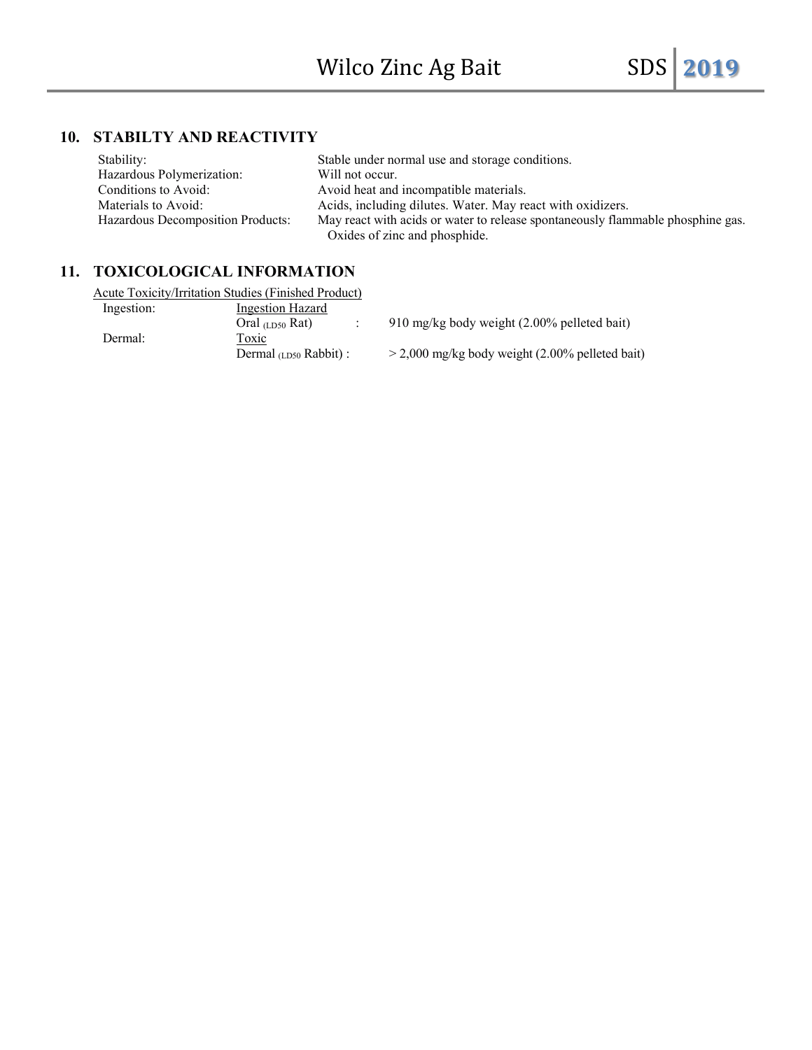## 10. STABILTY AND REACTIVITY

| | |
|---|---|
| Stability: | Stable under normal use and storage conditions. |
| Hazardous Polymerization: | Will not occur. |
| Conditions to Avoid: | Avoid heat and incompatible materials. |
| Materials to Avoid: | Acids, including dilutes. Water. May react with oxidizers. |
| Hazardous Decomposition Products: | May react with acids or water to release spontaneously flammable phosphine gas. Oxides of zinc and phosphide. |

## 11. TOXICOLOGICAL INFORMATION

Acute Toxicity/Irritation Studies (Finished Product)

| | | |
|---|---|---|
| Ingestion: | Ingestion Hazard | |
| | Oral ($LD_{50}$ Rat) : | 910 mg/kg body weight (2.00% pelleted bait) |
| Dermal: | Toxic | |
| | Dermal ($LD_{50}$ Rabbit) : | > 2,000 mg/kg body weight (2.00% pelleted bait) |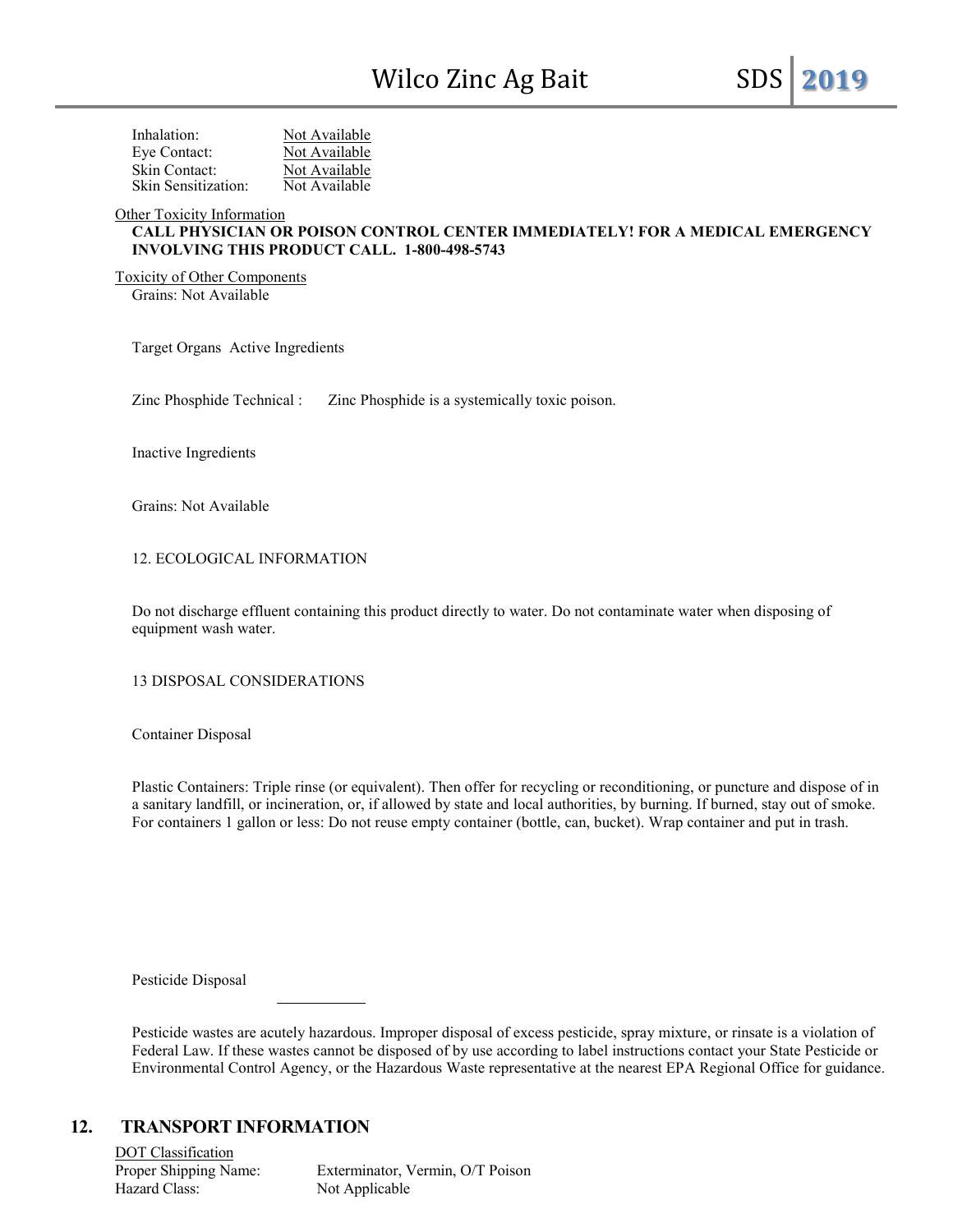Inhalation: Not Available
Eye Contact: Not Available
Skin Contact: Not Available
Skin Sensitization: Not Available

Other Toxicity Information

**CALL PHYSICIAN OR POISON CONTROL CENTER IMMEDIATELY! FOR A MEDICAL EMERGENCY INVOLVING THIS PRODUCT CALL. 1-800-498-5743**

Toxicity of Other Components

Grains: Not Available

Target Organs Active Ingredients

Zinc Phosphide Technical : Zinc Phosphide is a systemically toxic poison.

Inactive Ingredients

Grains: Not Available

12. ECOLOGICAL INFORMATION

Do not discharge effluent containing this product directly to water. Do not contaminate water when disposing of equipment wash water.

13 DISPOSAL CONSIDERATIONS

Container Disposal

Plastic Containers: Triple rinse (or equivalent). Then offer for recycling or reconditioning, or puncture and dispose of in a sanitary landfill, or incineration, or, if allowed by state and local authorities, by burning. If burned, stay out of smoke. For containers 1 gallon or less: Do not reuse empty container (bottle, can, bucket). Wrap container and put in trash.

Pesticide Disposal

Pesticide wastes are acutely hazardous. Improper disposal of excess pesticide, spray mixture, or rinsate is a violation of Federal Law. If these wastes cannot be disposed of by use according to label instructions contact your State Pesticide or Environmental Control Agency, or the Hazardous Waste representative at the nearest EPA Regional Office for guidance.

## 12. TRANSPORT INFORMATION

DOT Classification

Proper Shipping Name: Exterminator, Vermin, O/T Poison
Hazard Class: Not Applicable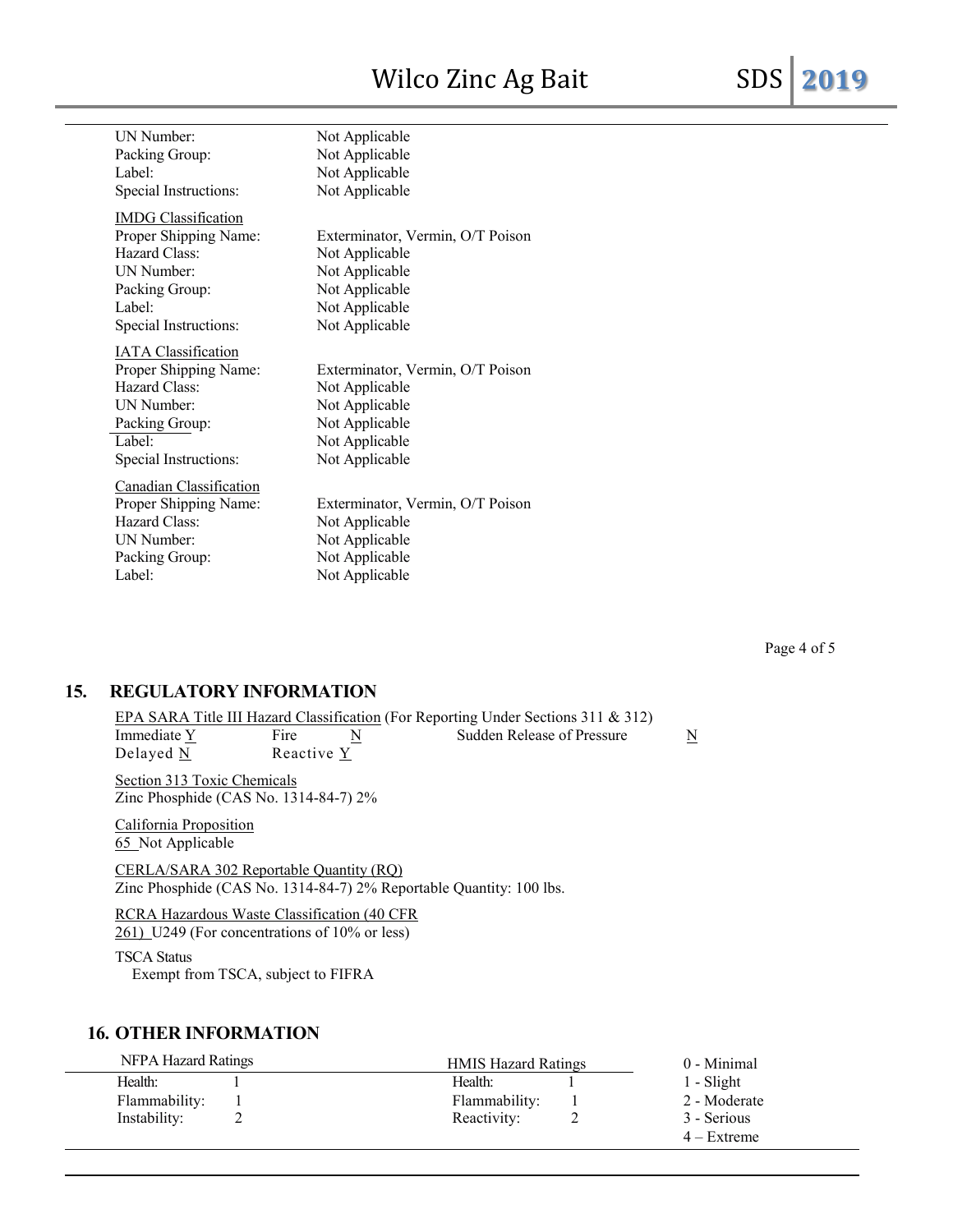| | |
|---|---|
| UN Number: | Not Applicable |
| Packing Group: | Not Applicable |
| Label: | Not Applicable |
| Special Instructions: | Not Applicable |

**IMDG Classification**

| | |
|---|---|
| Proper Shipping Name: | Exterminator, Vermin, O/T Poison |
| Hazard Class: | Not Applicable |
| UN Number: | Not Applicable |
| Packing Group: | Not Applicable |
| Label: | Not Applicable |
| Special Instructions: | Not Applicable |

**IATA Classification**

| | |
|---|---|
| Proper Shipping Name: | Exterminator, Vermin, O/T Poison |
| Hazard Class: | Not Applicable |
| UN Number: | Not Applicable |
| Packing Group: | Not Applicable |
| Label: | Not Applicable |
| Special Instructions: | Not Applicable |

**Canadian Classification**

| | |
|---|---|
| Proper Shipping Name: | Exterminator, Vermin, O/T Poison |
| Hazard Class: | Not Applicable |
| UN Number: | Not Applicable |
| Packing Group: | Not Applicable |
| Label: | Not Applicable |

## 15. REGULATORY INFORMATION

EPA SARA Title III Hazard Classification (For Reporting Under Sections 311 & 312)

| | | |
|---|---|---|
| Immediate Y | Fire N | Sudden Release of Pressure N |
| Delayed N | Reactive Y | |

Section 313 Toxic Chemicals
Zinc Phosphide (CAS No. 1314-84-7) 2%

California Proposition 65 Not Applicable

CERLA/SARA 302 Reportable Quantity (RQ)
Zinc Phosphide (CAS No. 1314-84-7) 2% Reportable Quantity: 100 lbs.

RCRA Hazardous Waste Classification (40 CFR 261) U249 (For concentrations of 10% or less)

TSCA Status
Exempt from TSCA, subject to FIFRA

## 16. OTHER INFORMATION

| NFPA Hazard Ratings | | HMIS Hazard Ratings | | |
|---|---|---|---|---|
| Health: | 1 | Health: | 1 | 0 - Minimal |
| Flammability: | 1 | Flammability: | 1 | 1 - Slight |
| Instability: | 2 | Reactivity: | 2 | 2 - Moderate |
| | | | | 3 - Serious |
| | | | | 4 – Extreme |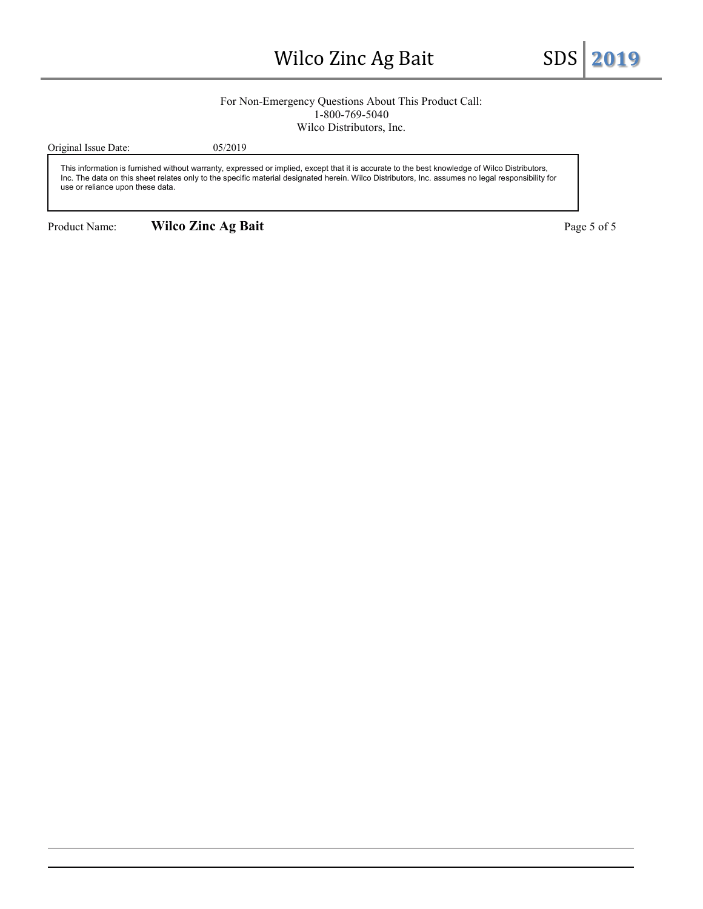For Non-Emergency Questions About This Product Call:
1-800-769-5040
Wilco Distributors, Inc.

Original Issue Date: 05/2019

This information is furnished without warranty, expressed or implied, except that it is accurate to the best knowledge of Wilco Distributors, Inc. The data on this sheet relates only to the specific material designated herein. Wilco Distributors, Inc. assumes no legal responsibility for use or reliance upon these data.

Product Name: **Wilco Zinc Ag Bait**